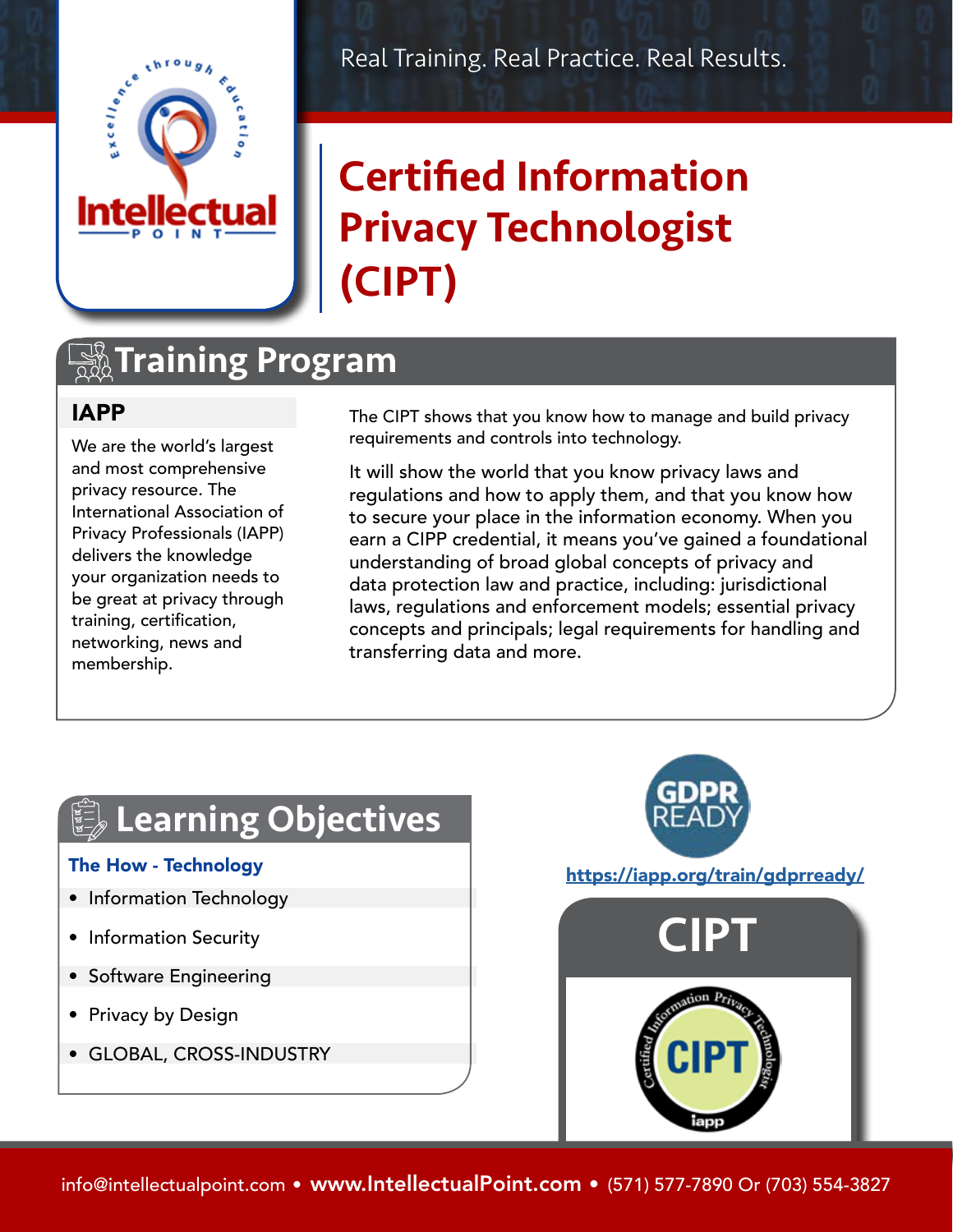Real Training. Real Practice. Real Results.

# Certified Information Privacy Technologist (CIPT)

## Training Program

### IAPP

We are the world's largest and most comprehensive privacy resource. The International Association of Privacy Professionals (IAPP) delivers the knowledge your organization needs to be great at privacy through training, certification, networking, news and membership.

The CIPT shows that you know how to manage and build privacy requirements and controls into technology.

It will show the world that you know privacy laws and regulations and how to apply them, and that you know how to secure your place in the information economy. When you earn a CIPP credential, it means you've gained a foundational understanding of broad global concepts of privacy and data protection law and practice, including: jurisdictional laws, regulations and enforcement models; essential privacy concepts and principals; legal requirements for handling and transferring data and more.

## Learning Objectives

### The How - Technology

- Information Technology
- Information Security
- Software Engineering
- Privacy by Design
- GLOBAL, CROSS-INDUSTRY

GDPR READY

https://iapp.org/train/gdprready/

## CIPT

Certified Information Privacy Technologist CIPT iapp

info@intellectualpoint.com • **www.IntellectualPoint.com** • (571) 577-7890 Or (703) 554-3827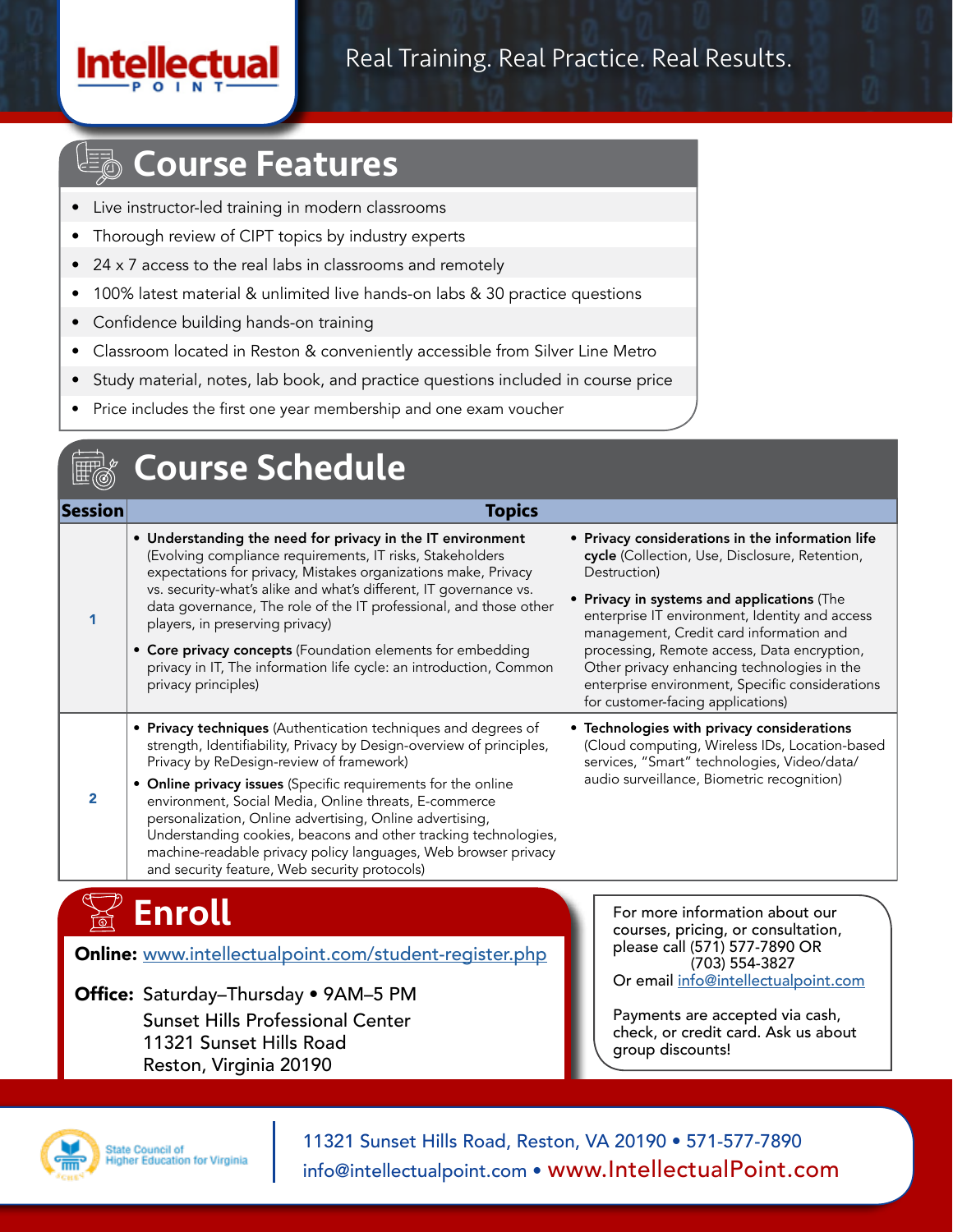Intellectual POINT

Real Training. Real Practice. Real Results.

## Course Features

- Live instructor-led training in modern classrooms
- Thorough review of CIPT topics by industry experts
- 24 x 7 access to the real labs in classrooms and remotely
- 100% latest material & unlimited live hands-on labs & 30 practice questions
- Confidence building hands-on training
- Classroom located in Reston & conveniently accessible from Silver Line Metro
- Study material, notes, lab book, and practice questions included in course price
- Price includes the first one year membership and one exam voucher

## Course Schedule

| Session | Topics | |
|---|---|---|
| 1 | • **Understanding the need for privacy in the IT environment** (Evolving compliance requirements, IT risks, Stakeholders expectations for privacy, Mistakes organizations make, Privacy vs. security-what's alike and what's different, IT governance vs. data governance, The role of the IT professional, and those other players, in preserving privacy)<br>• **Core privacy concepts** (Foundation elements for embedding privacy in IT, The information life cycle: an introduction, Common privacy principles) | • **Privacy considerations in the information life cycle** (Collection, Use, Disclosure, Retention, Destruction)<br>• **Privacy in systems and applications** (The enterprise IT environment, Identity and access management, Credit card information and processing, Remote access, Data encryption, Other privacy enhancing technologies in the enterprise environment, Specific considerations for customer-facing applications) |
| 2 | • **Privacy techniques** (Authentication techniques and degrees of strength, Identifiability, Privacy by Design-overview of principles, Privacy by ReDesign-review of framework)<br>• **Online privacy issues** (Specific requirements for the online environment, Social Media, Online threats, E-commerce personalization, Online advertising, Online advertising, Understanding cookies, beacons and other tracking technologies, machine-readable privacy policy languages, Web browser privacy and security feature, Web security protocols) | • **Technologies with privacy considerations** (Cloud computing, Wireless IDs, Location-based services, "Smart" technologies, Video/data/audio surveillance, Biometric recognition) |

## Enroll

**Online:** www.intellectualpoint.com/student-register.php

**Office:** Saturday–Thursday • 9AM–5 PM
Sunset Hills Professional Center
11321 Sunset Hills Road
Reston, Virginia 20190

For more information about our courses, pricing, or consultation, please call (571) 577-7890 OR (703) 554-3827
Or email info@intellectualpoint.com

Payments are accepted via cash, check, or credit card. Ask us about group discounts!

State Council of Higher Education for Virginia

11321 Sunset Hills Road, Reston, VA 20190 • 571-577-7890
info@intellectualpoint.com • www.IntellectualPoint.com